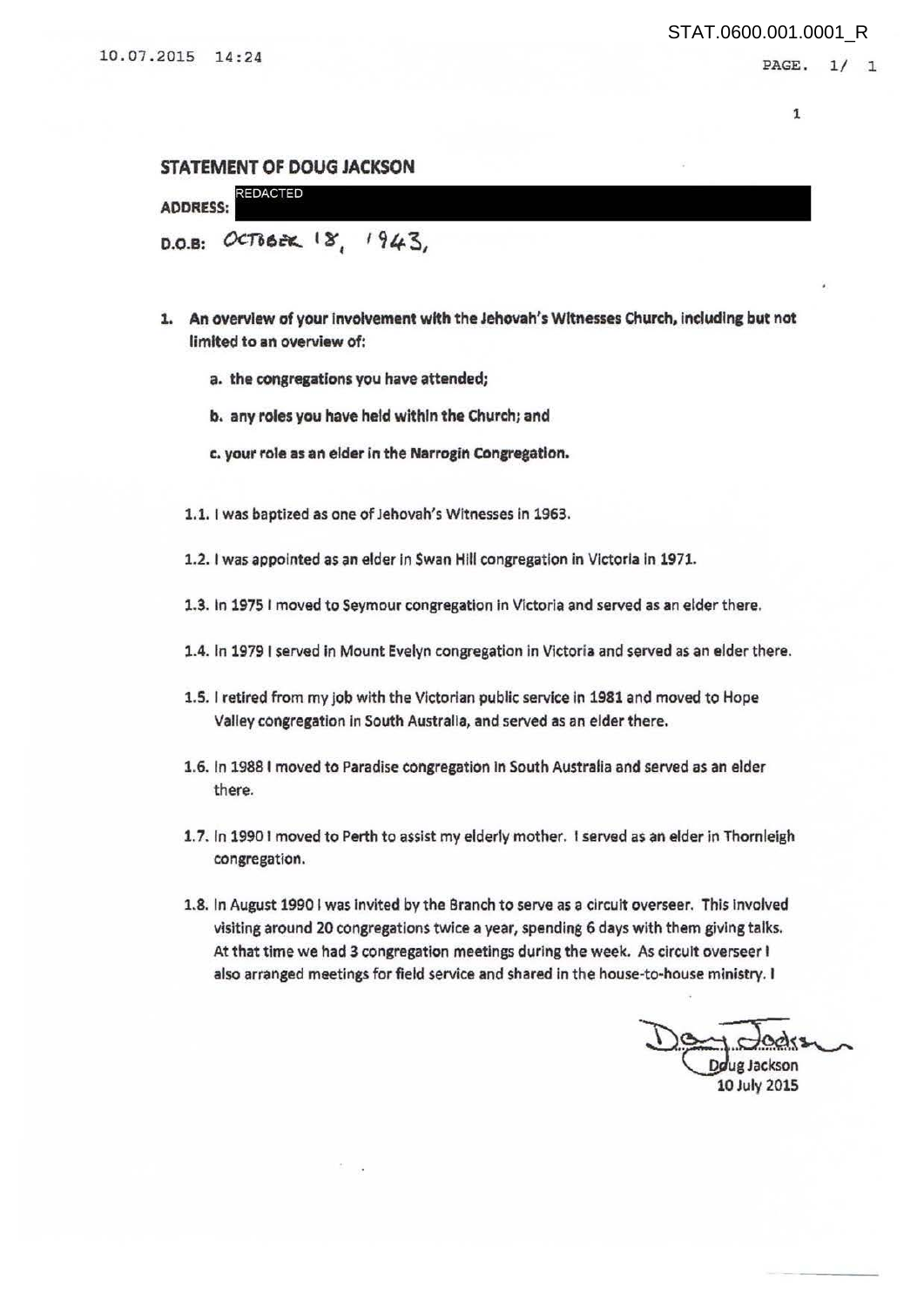## STATEMENT OF DOUG JACKSON

**ADDRESS:** REDACTED

**D.O.B:** OCTOBER 18, 1943,

1. **An overview of your involvement with the Jehovah's Witnesses Church, including but not limited to an overview of:**

   a. **the congregations you have attended;**

   b. **any roles you have held within the Church; and**

   c. **your role as an elder in the Narrogin Congregation.**

1.1. I was baptized as one of Jehovah's Witnesses in 1963.

1.2. I was appointed as an elder in Swan Hill congregation in Victoria in 1971.

1.3. In 1975 I moved to Seymour congregation in Victoria and served as an elder there.

1.4. In 1979 I served in Mount Evelyn congregation in Victoria and served as an elder there.

1.5. I retired from my job with the Victorian public service in 1981 and moved to Hope Valley congregation in South Australia, and served as an elder there.

1.6. In 1988 I moved to Paradise congregation in South Australia and served as an elder there.

1.7. In 1990 I moved to Perth to assist my elderly mother. I served as an elder in Thornleigh congregation.

1.8. In August 1990 I was invited by the Branch to serve as a circuit overseer. This involved visiting around 20 congregations twice a year, spending 6 days with them giving talks. At that time we had 3 congregation meetings during the week. As circuit overseer I also arranged meetings for field service and shared in the house-to-house ministry. I

Doug Jackson
10 July 2015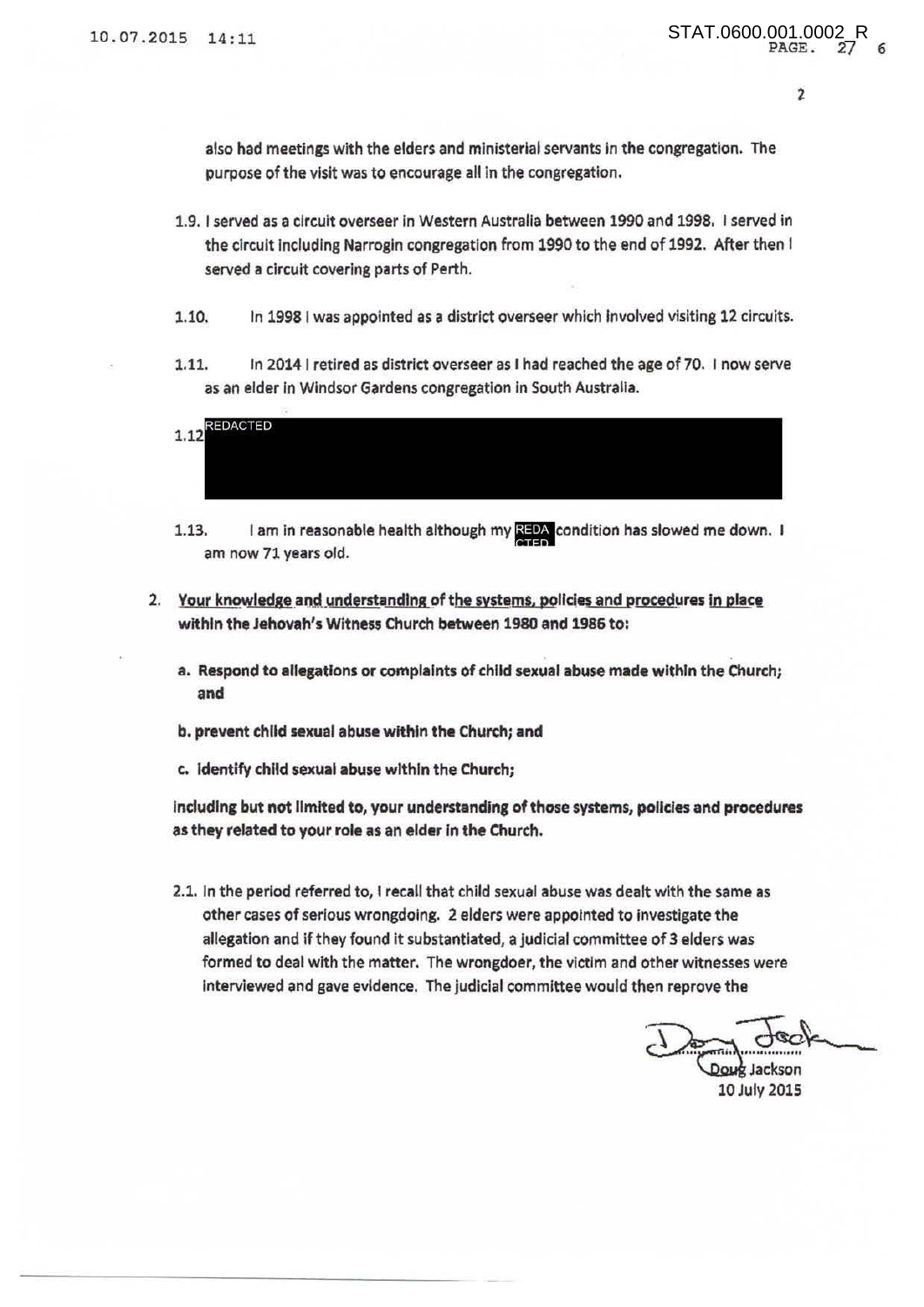also had meetings with the elders and ministerial servants in the congregation. The purpose of the visit was to encourage all in the congregation.

1.9. I served as a circuit overseer in Western Australia between 1990 and 1998. I served in the circuit including Narrogin congregation from 1990 to the end of 1992. After then I served a circuit covering parts of Perth.

1.10. In 1998 I was appointed as a district overseer which involved visiting 12 circuits.

1.11. In 2014 I retired as district overseer as I had reached the age of 70. I now serve as an elder in Windsor Gardens congregation in South Australia.

1.12 REDACTED

1.13. I am in reasonable health although my REDACTED condition has slowed me down. I am now 71 years old.

2. **Your knowledge and understanding of the systems, policies and procedures in place within the Jehovah's Witness Church between 1980 and 1986 to:**

   **a. Respond to allegations or complaints of child sexual abuse made within the Church; and**

   **b. prevent child sexual abuse within the Church; and**

   **c. identify child sexual abuse within the Church;**

   **including but not limited to, your understanding of those systems, policies and procedures as they related to your role as an elder in the Church.**

2.1. In the period referred to, I recall that child sexual abuse was dealt with the same as other cases of serious wrongdoing. 2 elders were appointed to investigate the allegation and if they found it substantiated, a judicial committee of 3 elders was formed to deal with the matter. The wrongdoer, the victim and other witnesses were interviewed and gave evidence. The judicial committee would then reprove the

Doug Jackson
10 July 2015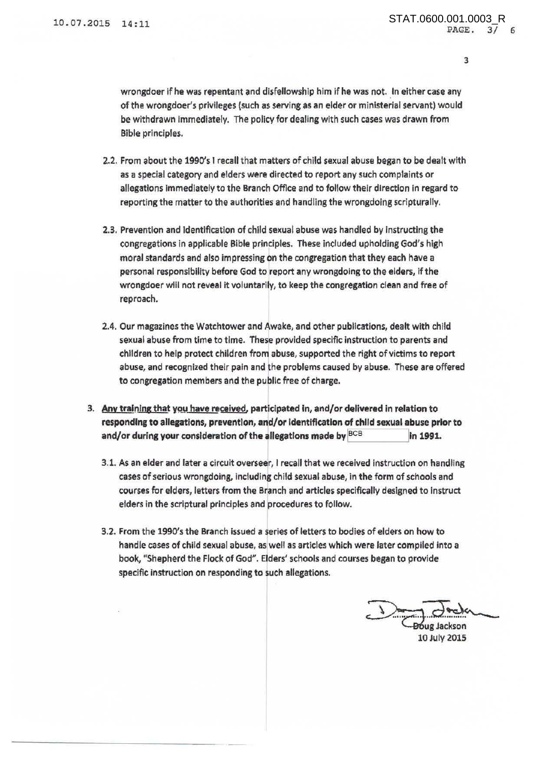wrongdoer if he was repentant and disfellowship him if he was not. In either case any of the wrongdoer's privileges (such as serving as an elder or ministerial servant) would be withdrawn immediately. The policy for dealing with such cases was drawn from Bible principles.

2.2. From about the 1990's I recall that matters of child sexual abuse began to be dealt with as a special category and elders were directed to report any such complaints or allegations immediately to the Branch Office and to follow their direction in regard to reporting the matter to the authorities and handling the wrongdoing scripturally.

2.3. Prevention and identification of child sexual abuse was handled by instructing the congregations in applicable Bible principles. These included upholding God's high moral standards and also impressing on the congregation that they each have a personal responsibility before God to report any wrongdoing to the elders, if the wrongdoer will not reveal it voluntarily, to keep the congregation clean and free of reproach.

2.4. Our magazines the Watchtower and Awake, and other publications, dealt with child sexual abuse from time to time. These provided specific instruction to parents and children to help protect children from abuse, supported the right of victims to report abuse, and recognized their pain and the problems caused by abuse. These are offered to congregation members and the public free of charge.

3. **Any training that you have received, participated in, and/or delivered in relation to responding to allegations, prevention, and/or identification of child sexual abuse prior to and/or during your consideration of the allegations made by BCB in 1991.**

3.1. As an elder and later a circuit overseer, I recall that we received instruction on handling cases of serious wrongdoing, including child sexual abuse, in the form of schools and courses for elders, letters from the Branch and articles specifically designed to instruct elders in the scriptural principles and procedures to follow.

3.2. From the 1990's the Branch issued a series of letters to bodies of elders on how to handle cases of child sexual abuse, as well as articles which were later compiled into a book, "Shepherd the Flock of God". Elders' schools and courses began to provide specific instruction on responding to such allegations.

Doug Jackson
10 July 2015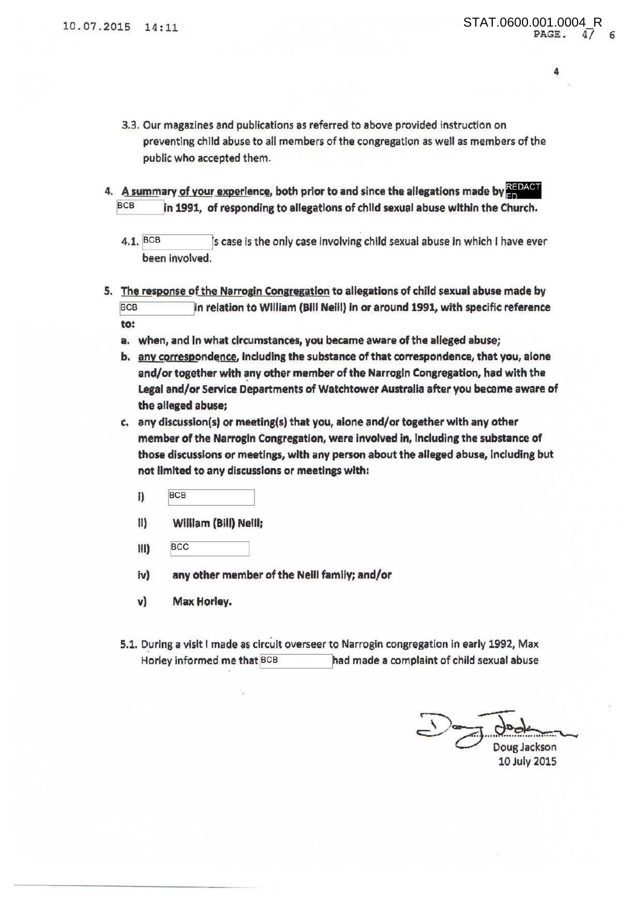3.3. Our magazines and publications as referred to above provided instruction on preventing child abuse to all members of the congregation as well as members of the public who accepted them.

4. **<u>A summary of your experience</u>, both prior to and since the allegations made by REDACTED BCB in 1991, of responding to allegations of child sexual abuse within the Church.**

4.1. BCB's case is the only case involving child sexual abuse in which I have ever been involved.

5. **<u>The response of the Narrogin Congregation</u> to allegations of child sexual abuse made by BCB in relation to William (Bill Neill) in or around 1991, with specific reference to:**

   a. **when, and in what circumstances, you became aware of the alleged abuse;**

   b. **<u>any correspondence</u>, including the substance of that correspondence, that you, alone and/or together with any other member of the Narrogin Congregation, had with the Legal and/or Service Departments of Watchtower Australia after you became aware of the alleged abuse;**

   c. **any discussion(s) or meeting(s) that you, alone and/or together with any other member of the Narrogin Congregation, were involved in, including the substance of those discussions or meetings, with any person about the alleged abuse, including but not limited to any discussions or meetings with:**

      i) BCB

      ii) **William (Bill) Neill;**

      iii) BCC

      iv) **any other member of the Neill family; and/or**

      v) **Max Horley.**

5.1. During a visit I made as circuit overseer to Narrogin congregation in early 1992, Max Horley informed me that BCB had made a complaint of child sexual abuse

Doug Jackson
10 July 2015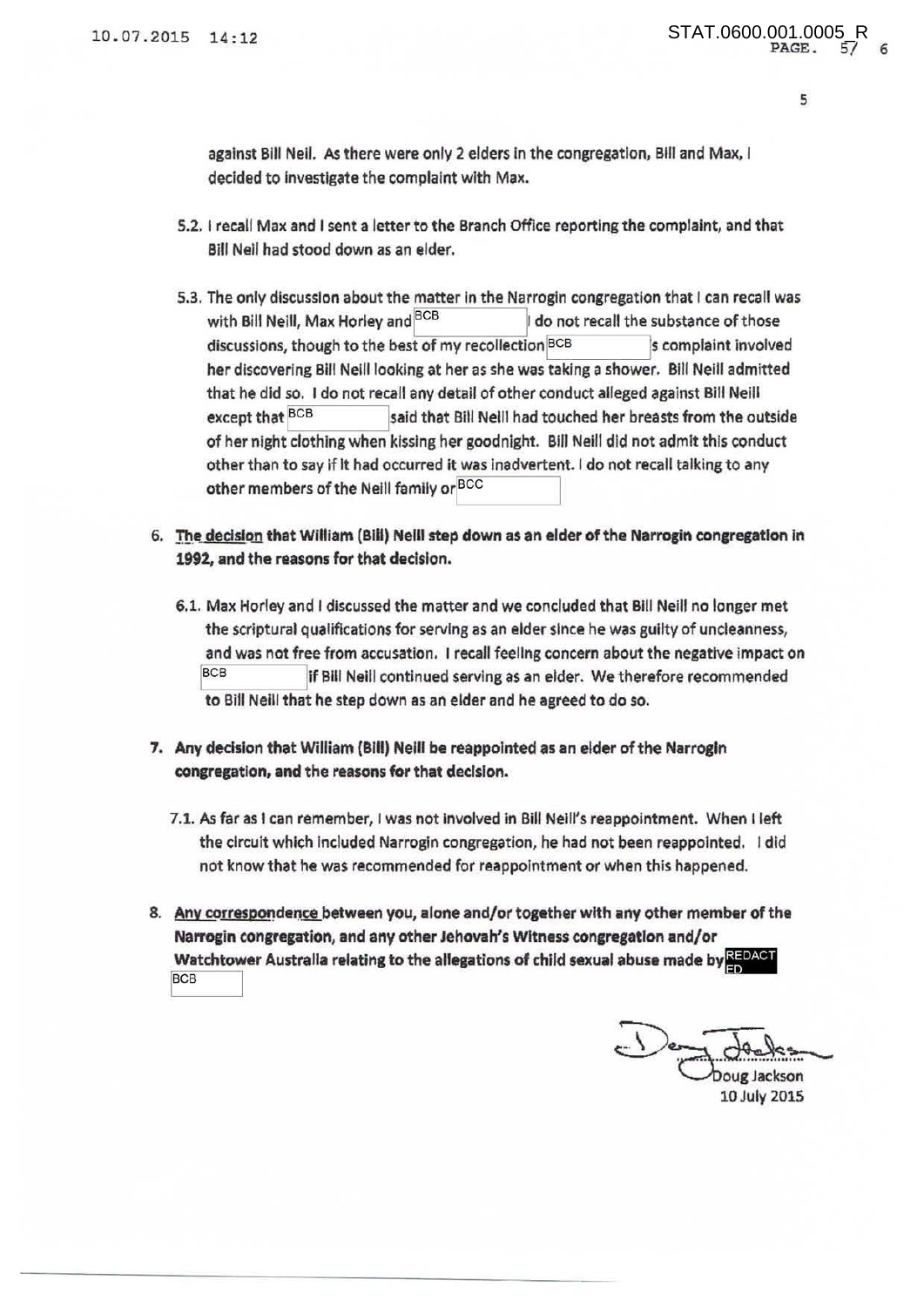against Bill Neil. As there were only 2 elders in the congregation, Bill and Max, I decided to investigate the complaint with Max.

5.2. I recall Max and I sent a letter to the Branch Office reporting the complaint, and that Bill Neil had stood down as an elder.

5.3. The only discussion about the matter in the Narrogin congregation that I can recall was with Bill Neill, Max Horley and BCB I do not recall the substance of those discussions, though to the best of my recollection BCB s complaint involved her discovering Bill Neill looking at her as she was taking a shower. Bill Neill admitted that he did so. I do not recall any detail of other conduct alleged against Bill Neill except that BCB said that Bill Neill had touched her breasts from the outside of her night clothing when kissing her goodnight. Bill Neill did not admit this conduct other than to say if it had occurred it was inadvertent. I do not recall talking to any other members of the Neill family or BCC

6. **<u>The decision</u> that William (Bill) Neill step down as an elder of the Narrogin congregation in 1992, and the reasons for that decision.**

   6.1. Max Horley and I discussed the matter and we concluded that Bill Neill no longer met the scriptural qualifications for serving as an elder since he was guilty of uncleanness, and was not free from accusation. I recall feeling concern about the negative impact on BCB if Bill Neill continued serving as an elder. We therefore recommended to Bill Neill that he step down as an elder and he agreed to do so.

7. **Any decision that William (Bill) Neill be reappointed as an elder of the Narrogin congregation, and the reasons for that decision.**

   7.1. As far as I can remember, I was not involved in Bill Neill's reappointment. When I left the circuit which included Narrogin congregation, he had not been reappointed. I did not know that he was recommended for reappointment or when this happened.

8. **<u>Any correspondence</u> between you, alone and/or together with any other member of the Narrogin congregation, and any other Jehovah's Witness congregation and/or Watchtower Australia relating to the allegations of child sexual abuse made by** REDACTED BCB

Doug Jackson
10 July 2015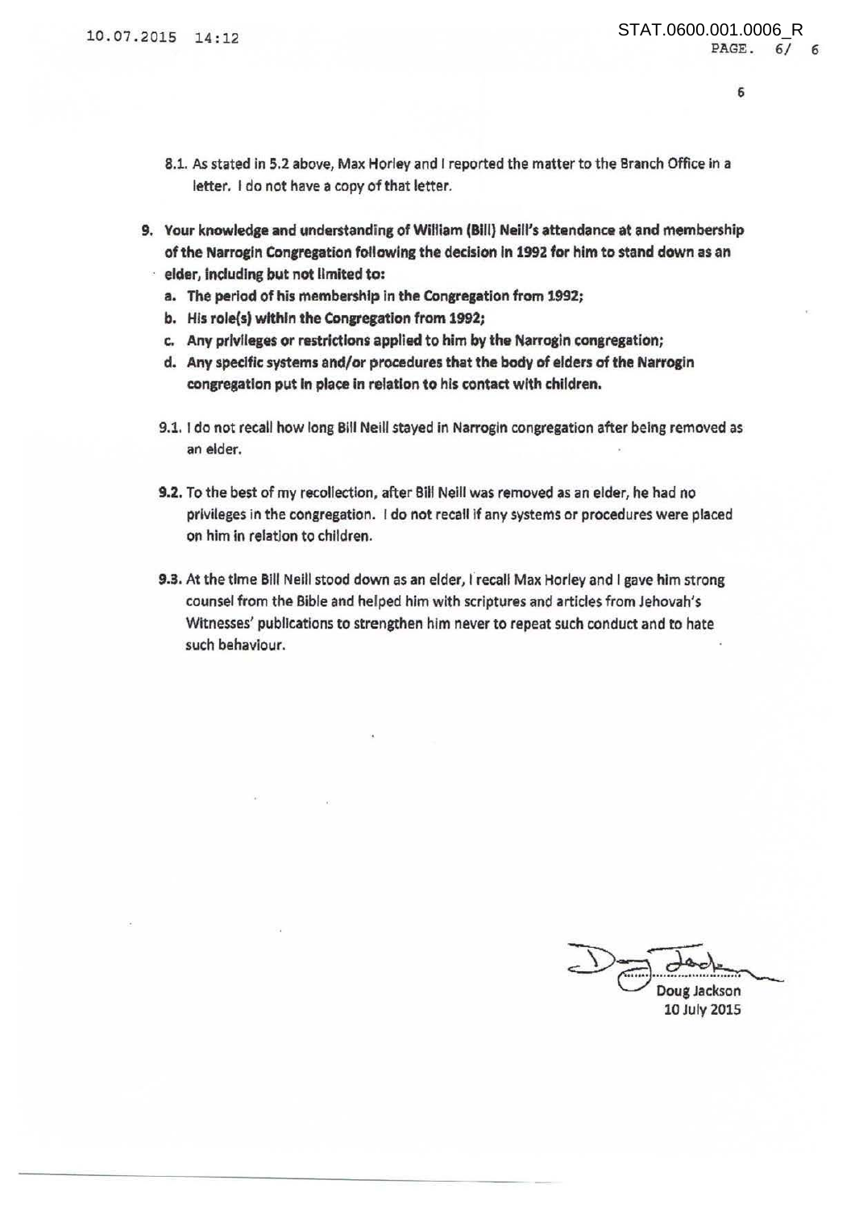8.1. As stated in 5.2 above, Max Horley and I reported the matter to the Branch Office in a letter. I do not have a copy of that letter.

**9. Your knowledge and understanding of William (Bill) Neill's attendance at and membership of the Narrogin Congregation following the decision in 1992 for him to stand down as an elder, including but not limited to:**

**a. The period of his membership in the Congregation from 1992;**

**b. His role(s) within the Congregation from 1992;**

**c. Any privileges or restrictions applied to him by the Narrogin congregation;**

**d. Any specific systems and/or procedures that the body of elders of the Narrogin congregation put in place in relation to his contact with children.**

9.1. I do not recall how long Bill Neill stayed in Narrogin congregation after being removed as an elder.

9.2. To the best of my recollection, after Bill Neill was removed as an elder, he had no privileges in the congregation. I do not recall if any systems or procedures were placed on him in relation to children.

9.3. At the time Bill Neill stood down as an elder, I recall Max Horley and I gave him strong counsel from the Bible and helped him with scriptures and articles from Jehovah's Witnesses' publications to strengthen him never to repeat such conduct and to hate such behaviour.

Doug Jackson
10 July 2015